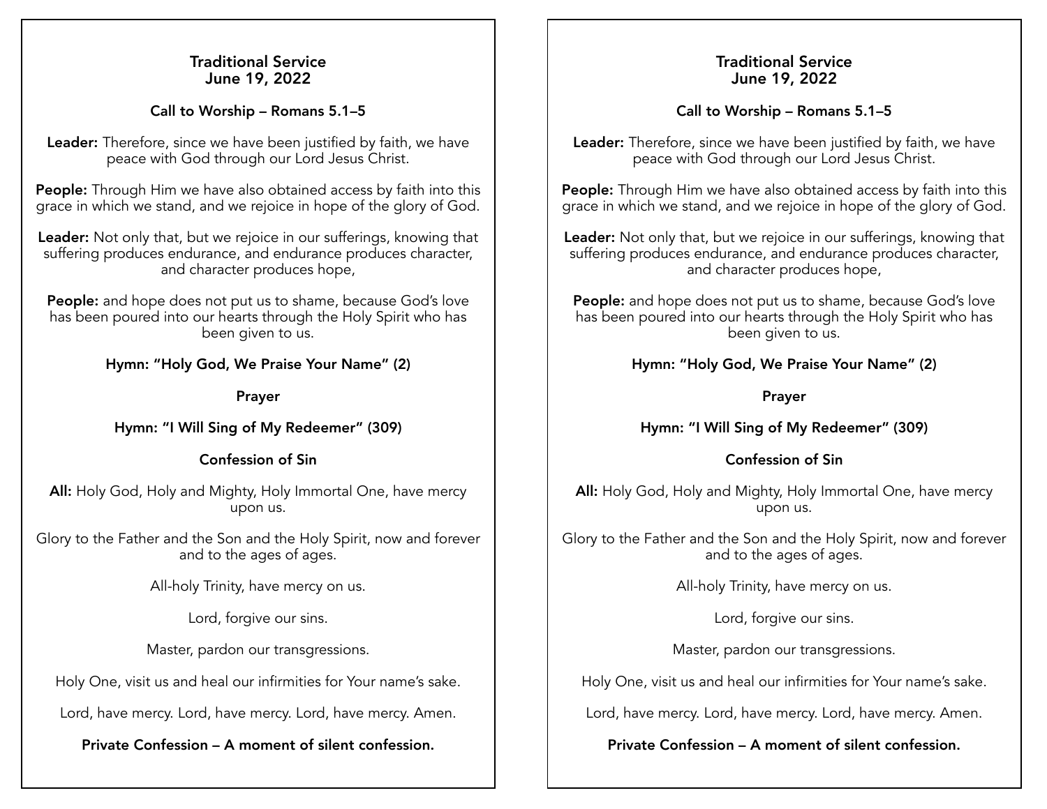# Traditional Service
## June 19, 2022

### Call to Worship – Romans 5.1–5

**Leader:** Therefore, since we have been justified by faith, we have peace with God through our Lord Jesus Christ.

**People:** Through Him we have also obtained access by faith into this grace in which we stand, and we rejoice in hope of the glory of God.

**Leader:** Not only that, but we rejoice in our sufferings, knowing that suffering produces endurance, and endurance produces character, and character produces hope,

**People:** and hope does not put us to shame, because God's love has been poured into our hearts through the Holy Spirit who has been given to us.

### Hymn: "Holy God, We Praise Your Name" (2)

### Prayer

### Hymn: "I Will Sing of My Redeemer" (309)

### Confession of Sin

**All:** Holy God, Holy and Mighty, Holy Immortal One, have mercy upon us.

Glory to the Father and the Son and the Holy Spirit, now and forever and to the ages of ages.

All-holy Trinity, have mercy on us.

Lord, forgive our sins.

Master, pardon our transgressions.

Holy One, visit us and heal our infirmities for Your name's sake.

Lord, have mercy. Lord, have mercy. Lord, have mercy. Amen.

**Private Confession – A moment of silent confession.**

# Traditional Service
## June 19, 2022

### Call to Worship – Romans 5.1–5

**Leader:** Therefore, since we have been justified by faith, we have peace with God through our Lord Jesus Christ.

**People:** Through Him we have also obtained access by faith into this grace in which we stand, and we rejoice in hope of the glory of God.

**Leader:** Not only that, but we rejoice in our sufferings, knowing that suffering produces endurance, and endurance produces character, and character produces hope,

**People:** and hope does not put us to shame, because God's love has been poured into our hearts through the Holy Spirit who has been given to us.

### Hymn: "Holy God, We Praise Your Name" (2)

### Prayer

### Hymn: "I Will Sing of My Redeemer" (309)

### Confession of Sin

**All:** Holy God, Holy and Mighty, Holy Immortal One, have mercy upon us.

Glory to the Father and the Son and the Holy Spirit, now and forever and to the ages of ages.

All-holy Trinity, have mercy on us.

Lord, forgive our sins.

Master, pardon our transgressions.

Holy One, visit us and heal our infirmities for Your name's sake.

Lord, have mercy. Lord, have mercy. Lord, have mercy. Amen.

**Private Confession – A moment of silent confession.**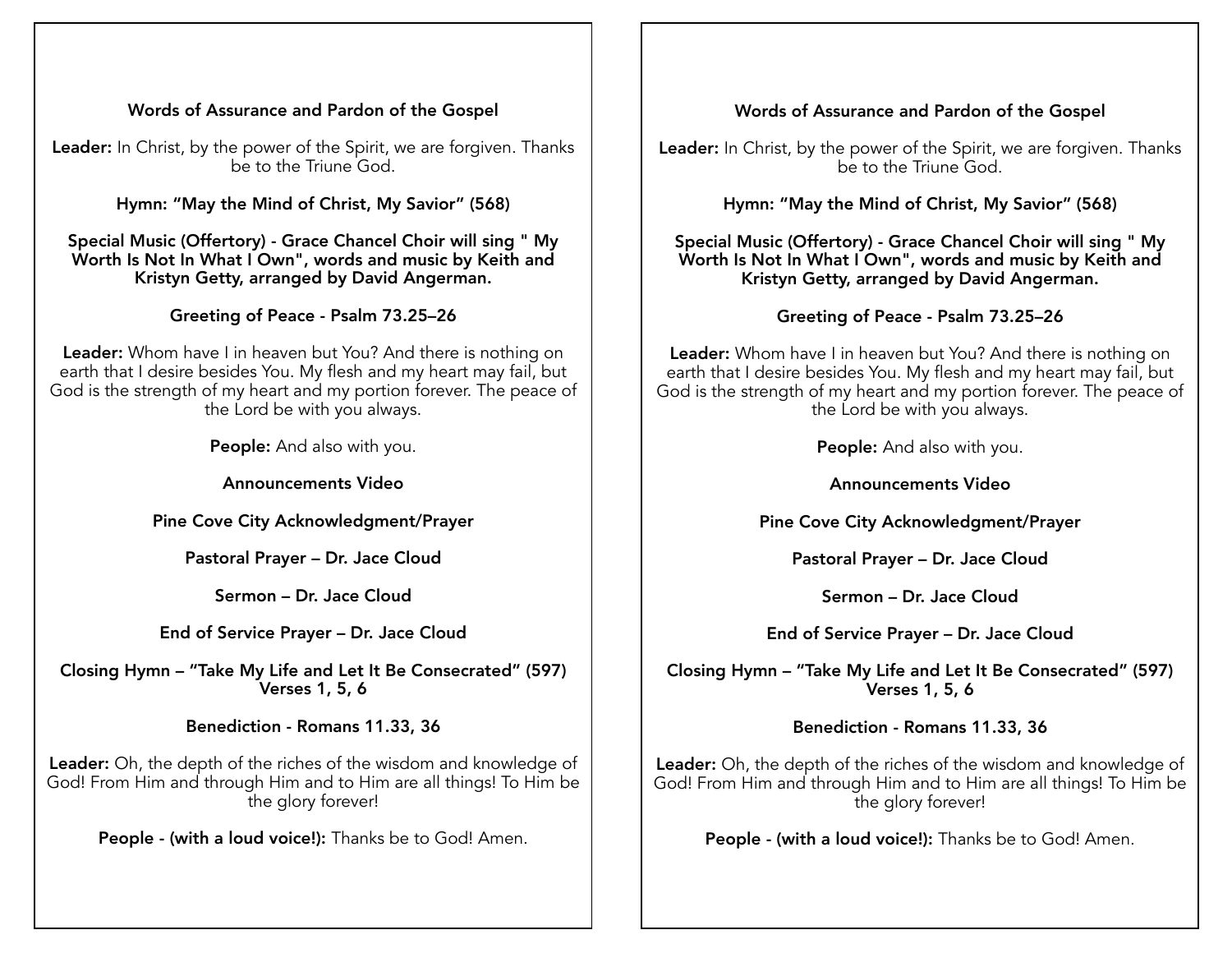**Words of Assurance and Pardon of the Gospel**

**Leader:** In Christ, by the power of the Spirit, we are forgiven. Thanks be to the Triune God.

**Hymn: "May the Mind of Christ, My Savior" (568)**

**Special Music (Offertory) - Grace Chancel Choir will sing " My Worth Is Not In What I Own", words and music by Keith and Kristyn Getty, arranged by David Angerman.**

**Greeting of Peace - Psalm 73.25–26**

**Leader:** Whom have I in heaven but You? And there is nothing on earth that I desire besides You. My flesh and my heart may fail, but God is the strength of my heart and my portion forever. The peace of the Lord be with you always.

**People:** And also with you.

**Announcements Video**

**Pine Cove City Acknowledgment/Prayer**

**Pastoral Prayer – Dr. Jace Cloud**

**Sermon – Dr. Jace Cloud**

**End of Service Prayer – Dr. Jace Cloud**

**Closing Hymn – "Take My Life and Let It Be Consecrated" (597) Verses 1, 5, 6**

**Benediction - Romans 11.33, 36**

**Leader:** Oh, the depth of the riches of the wisdom and knowledge of God! From Him and through Him and to Him are all things! To Him be the glory forever!

**People - (with a loud voice!):** Thanks be to God! Amen.

**Words of Assurance and Pardon of the Gospel**

**Leader:** In Christ, by the power of the Spirit, we are forgiven. Thanks be to the Triune God.

**Hymn: "May the Mind of Christ, My Savior" (568)**

**Special Music (Offertory) - Grace Chancel Choir will sing " My Worth Is Not In What I Own", words and music by Keith and Kristyn Getty, arranged by David Angerman.**

**Greeting of Peace - Psalm 73.25–26**

**Leader:** Whom have I in heaven but You? And there is nothing on earth that I desire besides You. My flesh and my heart may fail, but God is the strength of my heart and my portion forever. The peace of the Lord be with you always.

**People:** And also with you.

**Announcements Video**

**Pine Cove City Acknowledgment/Prayer**

**Pastoral Prayer – Dr. Jace Cloud**

**Sermon – Dr. Jace Cloud**

**End of Service Prayer – Dr. Jace Cloud**

**Closing Hymn – "Take My Life and Let It Be Consecrated" (597) Verses 1, 5, 6**

**Benediction - Romans 11.33, 36**

**Leader:** Oh, the depth of the riches of the wisdom and knowledge of God! From Him and through Him and to Him are all things! To Him be the glory forever!

**People - (with a loud voice!):** Thanks be to God! Amen.